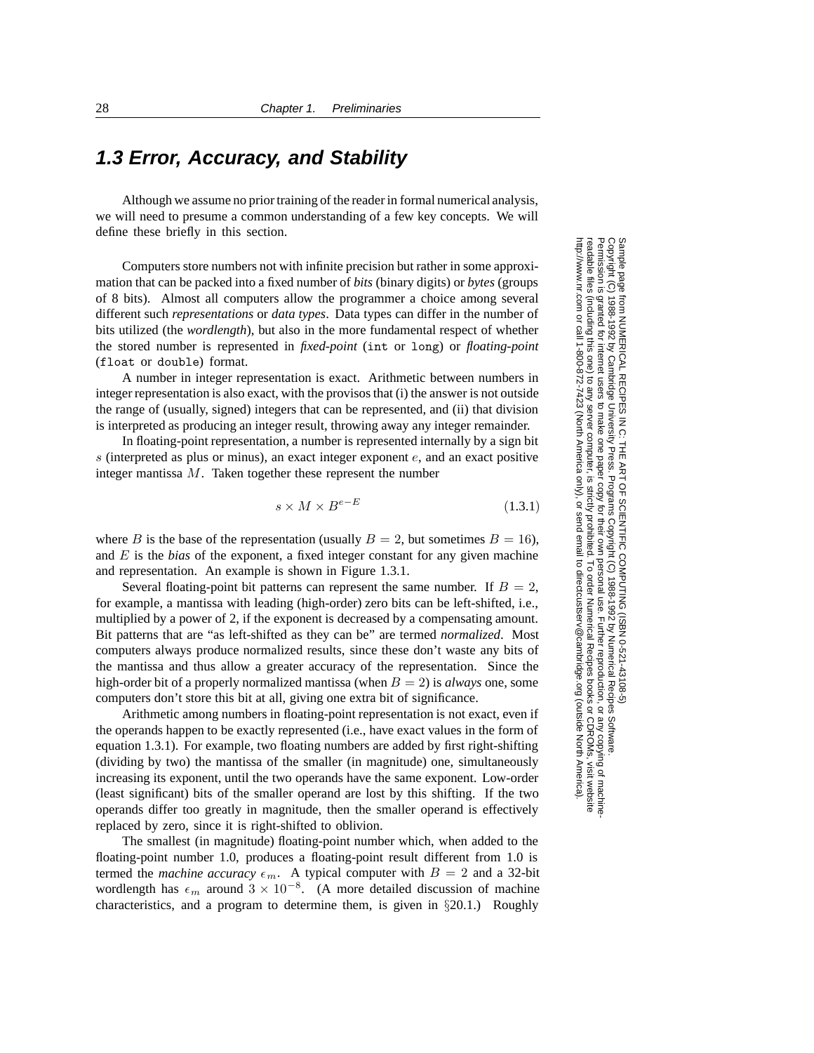## 1.3 Error, Accuracy, and Stability

Although we assume no prior training of the reader in formal numerical analysis, we will need to presume a common understanding of a few key concepts. We will define these briefly in this section.

Computers store numbers not with infinite precision but rather in some approximation that can be packed into a fixed number of *bits* (binary digits) or *bytes* (groups of 8 bits). Almost all computers allow the programmer a choice among several different such *representations* or *data types*. Data types can differ in the number of bits utilized (the *wordlength*), but also in the more fundamental respect of whether the stored number is represented in *fixed-point* (`int` or `long`) or *floating-point* (`float` or `double`) format.

A number in integer representation is exact. Arithmetic between numbers in integer representation is also exact, with the provisos that (i) the answer is not outside the range of (usually, signed) integers that can be represented, and (ii) that division is interpreted as producing an integer result, throwing away any integer remainder.

In floating-point representation, a number is represented internally by a sign bit $s$ (interpreted as plus or minus), an exact integer exponent $e$, and an exact positive integer mantissa $M$. Taken together these represent the number

$$s \times M \times B^{e-E} \tag{1.3.1}$$

where $B$ is the base of the representation (usually $B = 2$, but sometimes $B = 16$), and $E$ is the *bias* of the exponent, a fixed integer constant for any given machine and representation. An example is shown in Figure 1.3.1.

Several floating-point bit patterns can represent the same number. If $B = 2$, for example, a mantissa with leading (high-order) zero bits can be left-shifted, i.e., multiplied by a power of 2, if the exponent is decreased by a compensating amount. Bit patterns that are "as left-shifted as they can be" are termed *normalized*. Most computers always produce normalized results, since these don't waste any bits of the mantissa and thus allow a greater accuracy of the representation. Since the high-order bit of a properly normalized mantissa (when $B = 2$) is *always* one, some computers don't store this bit at all, giving one extra bit of significance.

Arithmetic among numbers in floating-point representation is not exact, even if the operands happen to be exactly represented (i.e., have exact values in the form of equation 1.3.1). For example, two floating numbers are added by first right-shifting (dividing by two) the mantissa of the smaller (in magnitude) one, simultaneously increasing its exponent, until the two operands have the same exponent. Low-order (least significant) bits of the smaller operand are lost by this shifting. If the two operands differ too greatly in magnitude, then the smaller operand is effectively replaced by zero, since it is right-shifted to oblivion.

The smallest (in magnitude) floating-point number which, when added to the floating-point number 1.0, produces a floating-point result different from 1.0 is termed the *machine accuracy* $\epsilon_m$. A typical computer with $B = 2$ and a 32-bit wordlength has $\epsilon_m$ around $3 \times 10^{-8}$. (A more detailed discussion of machine characteristics, and a program to determine them, is given in §20.1.) Roughly

Sample page from NUMERICAL RECIPES IN C: THE ART OF SCIENTIFIC COMPUTING (ISBN 0-521-43108-5)
Copyright (C) 1988-1992 by Cambridge University Press. Programs Copyright (C) 1988-1992 by Numerical Recipes Software.
Permission is granted for internet users to make one paper copy for their own personal use. Further reproduction, or any copying of machine-readable files (including this one) to any server computer, is strictly prohibited. To order Numerical Recipes books or CDROMs, visit website http://www.nr.com or call 1-800-872-7423 (North America only), or send email to directcustserv@cambridge.org (outside North America).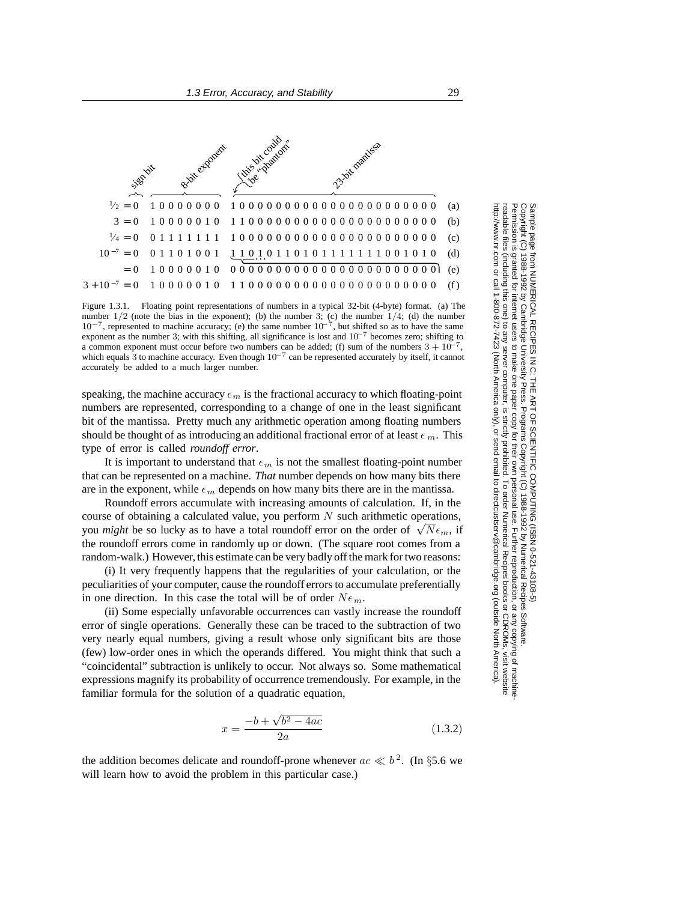| | | | | |
|---|---|---|---|---|
| | sign bit | 8-bit exponent | 23-bit mantissa (this bit could be "phantom") | |
| $\frac{1}{2}$ = | 0 | 1 0 0 0 0 0 0 0 | 1 0 0 0 0 0 0 0 0 0 0 0 0 0 0 0 0 0 0 0 0 0 0 | (a) |
| $3$ = | 0 | 1 0 0 0 0 0 1 0 | 1 1 0 0 0 0 0 0 0 0 0 0 0 0 0 0 0 0 0 0 0 0 0 | (b) |
| $\frac{1}{4}$ = | 0 | 0 1 1 1 1 1 1 1 | 1 0 0 0 0 0 0 0 0 0 0 0 0 0 0 0 0 0 0 0 0 0 0 | (c) |
| $10^{-7}$ = | 0 | 0 1 1 0 1 0 0 1 | 1 1 0 1 0 1 1 0 1 0 1 1 1 1 1 1 1 1 0 0 1 0 1 0 | (d) |
| = | 0 | 1 0 0 0 0 0 1 0 | 0 0 0 0 0 0 0 0 0 0 0 0 0 0 0 0 0 0 0 0 0 0 0 | (e) |
| $3 + 10^{-7}$ = | 0 | 1 0 0 0 0 0 1 0 | 1 1 0 0 0 0 0 0 0 0 0 0 0 0 0 0 0 0 0 0 0 0 0 | (f) |

Figure 1.3.1. Floating point representations of numbers in a typical 32-bit (4-byte) format. (a) The number $1/2$ (note the bias in the exponent); (b) the number 3; (c) the number $1/4$; (d) the number $10^{-7}$, represented to machine accuracy; (e) the same number $10^{-7}$, but shifted so as to have the same exponent as the number 3; with this shifting, all significance is lost and $10^{-7}$ becomes zero; shifting to a common exponent must occur before two numbers can be added; (f) sum of the numbers $3 + 10^{-7}$, which equals 3 to machine accuracy. Even though $10^{-7}$ can be represented accurately by itself, it cannot accurately be added to a much larger number.

speaking, the machine accuracy $\epsilon_m$ is the fractional accuracy to which floating-point numbers are represented, corresponding to a change of one in the least significant bit of the mantissa. Pretty much any arithmetic operation among floating numbers should be thought of as introducing an additional fractional error of at least $\epsilon_m$. This type of error is called *roundoff error*.

It is important to understand that $\epsilon_m$ is not the smallest floating-point number that can be represented on a machine. *That* number depends on how many bits there are in the exponent, while $\epsilon_m$ depends on how many bits there are in the mantissa.

Roundoff errors accumulate with increasing amounts of calculation. If, in the course of obtaining a calculated value, you perform $N$ such arithmetic operations, you *might* be so lucky as to have a total roundoff error on the order of $\sqrt{N}\epsilon_m$, if the roundoff errors come in randomly up or down. (The square root comes from a random-walk.) However, this estimate can be very badly off the mark for two reasons:

(i) It very frequently happens that the regularities of your calculation, or the peculiarities of your computer, cause the roundoff errors to accumulate preferentially in one direction. In this case the total will be of order $N\epsilon_m$.

(ii) Some especially unfavorable occurrences can vastly increase the roundoff error of single operations. Generally these can be traced to the subtraction of two very nearly equal numbers, giving a result whose only significant bits are those (few) low-order ones in which the operands differed. You might think that such a "coincidental" subtraction is unlikely to occur. Not always so. Some mathematical expressions magnify its probability of occurrence tremendously. For example, in the familiar formula for the solution of a quadratic equation,

$$x = \frac{-b + \sqrt{b^2 - 4ac}}{2a} \tag{1.3.2}$$

the addition becomes delicate and roundoff-prone whenever $ac \ll b^2$. (In §5.6 we will learn how to avoid the problem in this particular case.)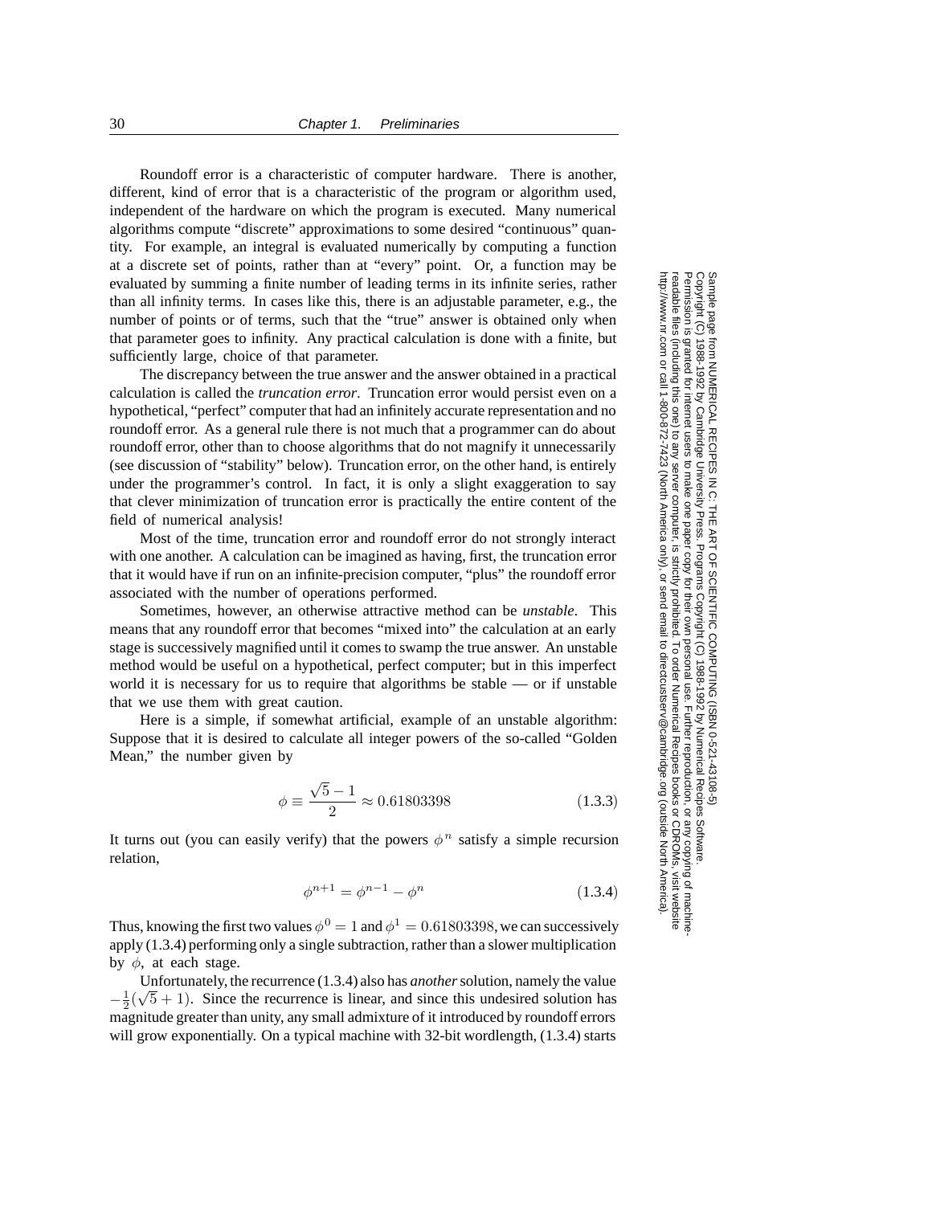Roundoff error is a characteristic of computer hardware. There is another, different, kind of error that is a characteristic of the program or algorithm used, independent of the hardware on which the program is executed. Many numerical algorithms compute "discrete" approximations to some desired "continuous" quantity. For example, an integral is evaluated numerically by computing a function at a discrete set of points, rather than at "every" point. Or, a function may be evaluated by summing a finite number of leading terms in its infinite series, rather than all infinity terms. In cases like this, there is an adjustable parameter, e.g., the number of points or of terms, such that the "true" answer is obtained only when that parameter goes to infinity. Any practical calculation is done with a finite, but sufficiently large, choice of that parameter.

The discrepancy between the true answer and the answer obtained in a practical calculation is called the *truncation error*. Truncation error would persist even on a hypothetical, "perfect" computer that had an infinitely accurate representation and no roundoff error. As a general rule there is not much that a programmer can do about roundoff error, other than to choose algorithms that do not magnify it unnecessarily (see discussion of "stability" below). Truncation error, on the other hand, is entirely under the programmer's control. In fact, it is only a slight exaggeration to say that clever minimization of truncation error is practically the entire content of the field of numerical analysis!

Most of the time, truncation error and roundoff error do not strongly interact with one another. A calculation can be imagined as having, first, the truncation error that it would have if run on an infinite-precision computer, "plus" the roundoff error associated with the number of operations performed.

Sometimes, however, an otherwise attractive method can be *unstable*. This means that any roundoff error that becomes "mixed into" the calculation at an early stage is successively magnified until it comes to swamp the true answer. An unstable method would be useful on a hypothetical, perfect computer; but in this imperfect world it is necessary for us to require that algorithms be stable — or if unstable that we use them with great caution.

Here is a simple, if somewhat artificial, example of an unstable algorithm: Suppose that it is desired to calculate all integer powers of the so-called "Golden Mean," the number given by

$$\phi \equiv \frac{\sqrt{5}-1}{2} \approx 0.61803398 \tag{1.3.3}$$

It turns out (you can easily verify) that the powers $\phi^n$ satisfy a simple recursion relation,

$$\phi^{n+1} = \phi^{n-1} - \phi^n \tag{1.3.4}$$

Thus, knowing the first two values $\phi^0 = 1$ and $\phi^1 = 0.61803398$, we can successively apply (1.3.4) performing only a single subtraction, rather than a slower multiplication by $\phi$, at each stage.

Unfortunately, the recurrence (1.3.4) also has *another* solution, namely the value $-\frac{1}{2}(\sqrt{5}+1)$. Since the recurrence is linear, and since this undesired solution has magnitude greater than unity, any small admixture of it introduced by roundoff errors will grow exponentially. On a typical machine with 32-bit wordlength, (1.3.4) starts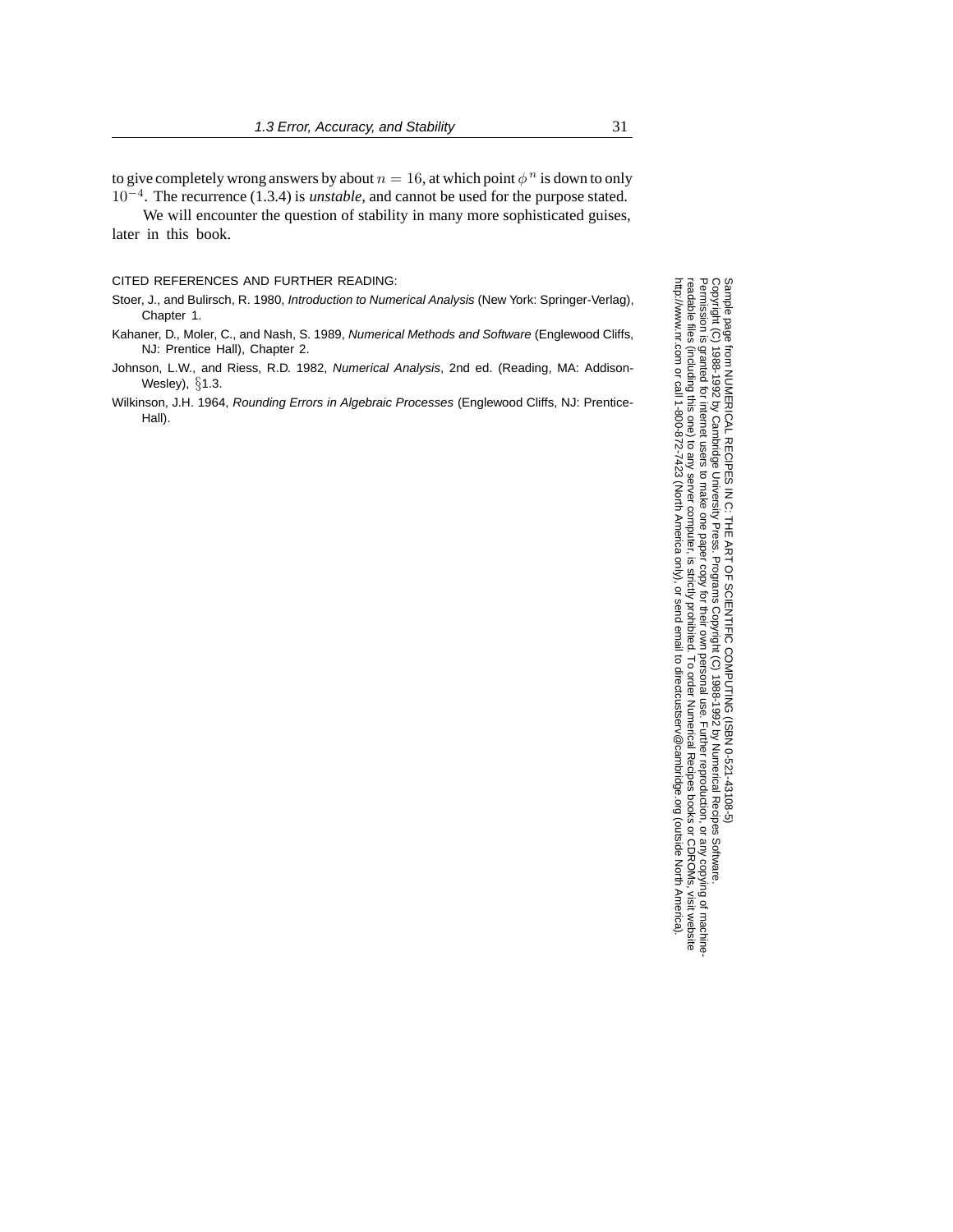to give completely wrong answers by about $n = 16$, at which point $\phi^n$ is down to only $10^{-4}$. The recurrence (1.3.4) is *unstable*, and cannot be used for the purpose stated.

We will encounter the question of stability in many more sophisticated guises, later in this book.

CITED REFERENCES AND FURTHER READING:

Stoer, J., and Bulirsch, R. 1980, *Introduction to Numerical Analysis* (New York: Springer-Verlag), Chapter 1.

Kahaner, D., Moler, C., and Nash, S. 1989, *Numerical Methods and Software* (Englewood Cliffs, NJ: Prentice Hall), Chapter 2.

Johnson, L.W., and Riess, R.D. 1982, *Numerical Analysis*, 2nd ed. (Reading, MA: Addison-Wesley), §1.3.

Wilkinson, J.H. 1964, *Rounding Errors in Algebraic Processes* (Englewood Cliffs, NJ: Prentice-Hall).

Sample page from NUMERICAL RECIPES IN C: THE ART OF SCIENTIFIC COMPUTING (ISBN 0-521-43108-5)
Copyright (C) 1988-1992 by Cambridge University Press. Programs Copyright (C) 1988-1992 by Numerical Recipes Software.
Permission is granted for internet users to make one paper copy for their own personal use. Further reproduction, or any copying of machine-readable files (including this one) to any server computer, is strictly prohibited. To order Numerical Recipes books or CDROMs, visit website http://www.nr.com or call 1-800-872-7423 (North America only), or send email to directcustserv@cambridge.org (outside North America).